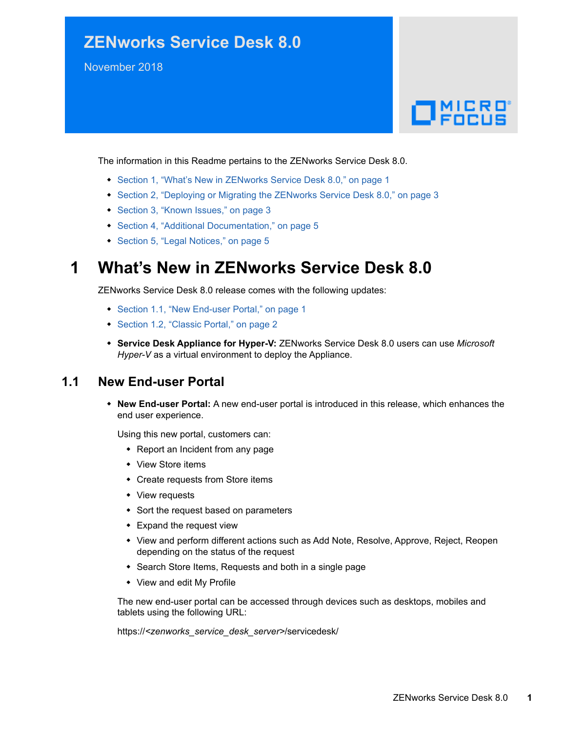# ZENworks Service Desk 8.0

November 2018

The information in this Readme pertains to the ZENworks Service Desk 8.0.

- Section 1, "What's New in ZENworks Service Desk 8.0," on page 1
- Section 2, "Deploying or Migrating the ZENworks Service Desk 8.0," on page 3
- Section 3, "Known Issues," on page 3
- Section 4, "Additional Documentation," on page 5
- Section 5, "Legal Notices," on page 5

# 1 What's New in ZENworks Service Desk 8.0

ZENworks Service Desk 8.0 release comes with the following updates:

- Section 1.1, "New End-user Portal," on page 1
- Section 1.2, "Classic Portal," on page 2
- **Service Desk Appliance for Hyper-V:** ZENworks Service Desk 8.0 users can use *Microsoft Hyper-V* as a virtual environment to deploy the Appliance.

## 1.1 New End-user Portal

- **New End-user Portal:** A new end-user portal is introduced in this release, which enhances the end user experience.

  Using this new portal, customers can:

  - Report an Incident from any page
  - View Store items
  - Create requests from Store items
  - View requests
  - Sort the request based on parameters
  - Expand the request view
  - View and perform different actions such as Add Note, Resolve, Approve, Reject, Reopen depending on the status of the request
  - Search Store Items, Requests and both in a single page
  - View and edit My Profile

  The new end-user portal can be accessed through devices such as desktops, mobiles and tablets using the following URL:

  https://*<zenworks_service_desk_server>*/servicedesk/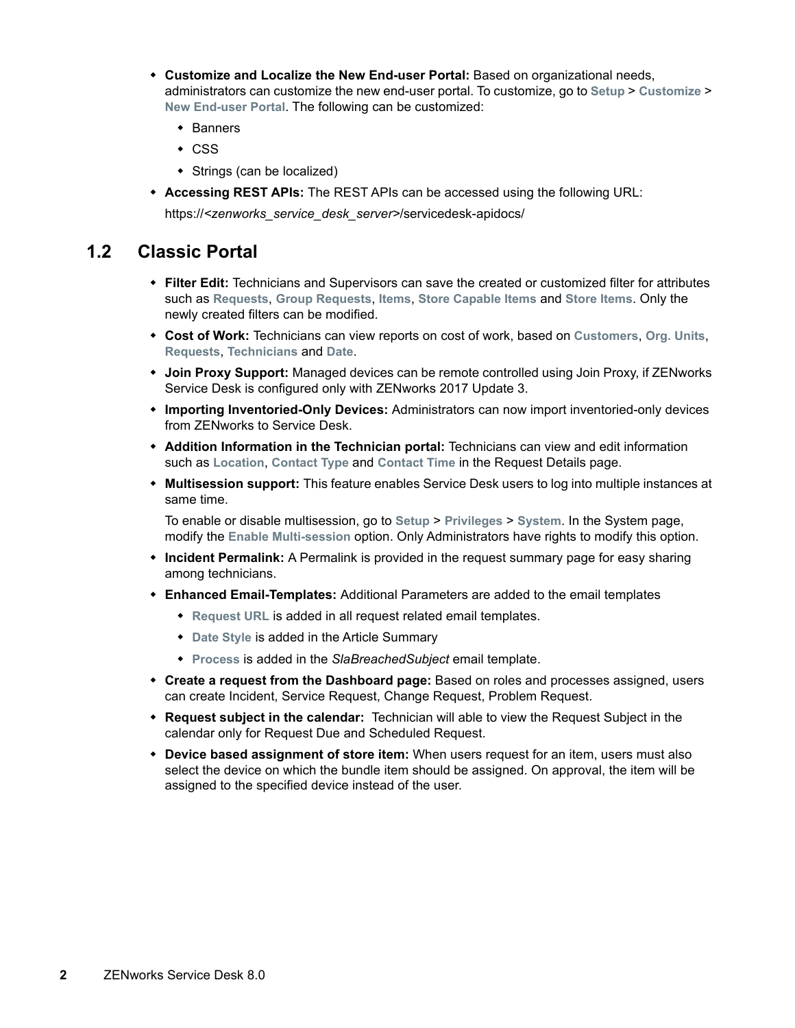- **Customize and Localize the New End-user Portal:** Based on organizational needs, administrators can customize the new end-user portal. To customize, go to **Setup** > **Customize** > **New End-user Portal**. The following can be customized:
  - Banners
  - CSS
  - Strings (can be localized)
- **Accessing REST APIs:** The REST APIs can be accessed using the following URL:

  https://*<zenworks_service_desk_server>*/servicedesk-apidocs/

## 1.2 Classic Portal

- **Filter Edit:** Technicians and Supervisors can save the created or customized filter for attributes such as **Requests**, **Group Requests**, **Items**, **Store Capable Items** and **Store Items**. Only the newly created filters can be modified.
- **Cost of Work:** Technicians can view reports on cost of work, based on **Customers**, **Org. Units**, **Requests**, **Technicians** and **Date**.
- **Join Proxy Support:** Managed devices can be remote controlled using Join Proxy, if ZENworks Service Desk is configured only with ZENworks 2017 Update 3.
- **Importing Inventoried-Only Devices:** Administrators can now import inventoried-only devices from ZENworks to Service Desk.
- **Addition Information in the Technician portal:** Technicians can view and edit information such as **Location**, **Contact Type** and **Contact Time** in the Request Details page.
- **Multisession support:** This feature enables Service Desk users to log into multiple instances at same time.

  To enable or disable multisession, go to **Setup** > **Privileges** > **System**. In the System page, modify the **Enable Multi-session** option. Only Administrators have rights to modify this option.
- **Incident Permalink:** A Permalink is provided in the request summary page for easy sharing among technicians.
- **Enhanced Email-Templates:** Additional Parameters are added to the email templates
  - **Request URL** is added in all request related email templates.
  - **Date Style** is added in the Article Summary
  - **Process** is added in the *SlaBreachedSubject* email template.
- **Create a request from the Dashboard page:** Based on roles and processes assigned, users can create Incident, Service Request, Change Request, Problem Request.
- **Request subject in the calendar:** Technician will able to view the Request Subject in the calendar only for Request Due and Scheduled Request.
- **Device based assignment of store item:** When users request for an item, users must also select the device on which the bundle item should be assigned. On approval, the item will be assigned to the specified device instead of the user.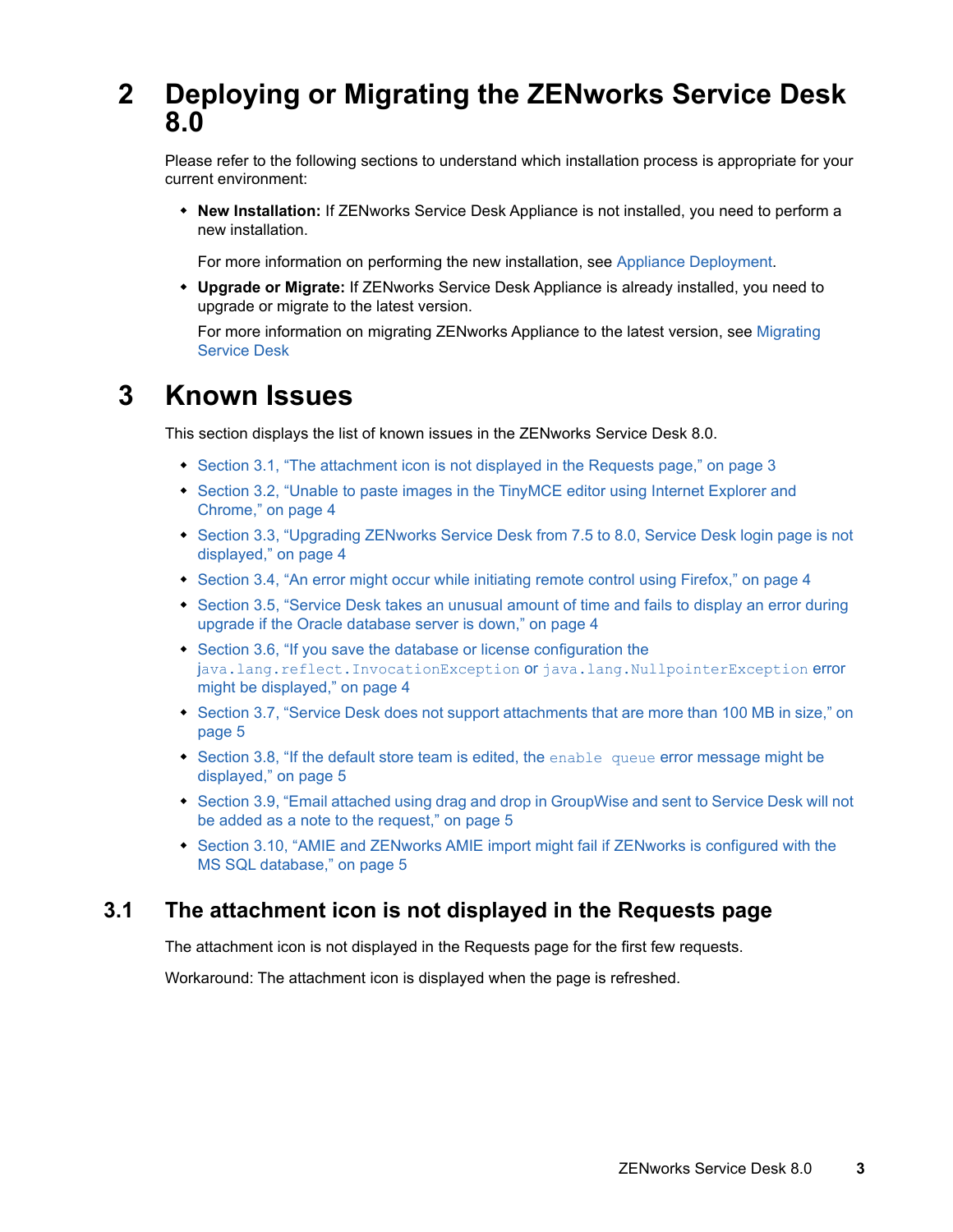# 2 Deploying or Migrating the ZENworks Service Desk 8.0

Please refer to the following sections to understand which installation process is appropriate for your current environment:

- **New Installation:** If ZENworks Service Desk Appliance is not installed, you need to perform a new installation.

  For more information on performing the new installation, see Appliance Deployment.

- **Upgrade or Migrate:** If ZENworks Service Desk Appliance is already installed, you need to upgrade or migrate to the latest version.

  For more information on migrating ZENworks Appliance to the latest version, see Migrating Service Desk

# 3 Known Issues

This section displays the list of known issues in the ZENworks Service Desk 8.0.

- Section 3.1, "The attachment icon is not displayed in the Requests page," on page 3
- Section 3.2, "Unable to paste images in the TinyMCE editor using Internet Explorer and Chrome," on page 4
- Section 3.3, "Upgrading ZENworks Service Desk from 7.5 to 8.0, Service Desk login page is not displayed," on page 4
- Section 3.4, "An error might occur while initiating remote control using Firefox," on page 4
- Section 3.5, "Service Desk takes an unusual amount of time and fails to display an error during upgrade if the Oracle database server is down," on page 4
- Section 3.6, "If you save the database or license configuration the `java.lang.reflect.InvocationException` or `java.lang.NullpointerException` error might be displayed," on page 4
- Section 3.7, "Service Desk does not support attachments that are more than 100 MB in size," on page 5
- Section 3.8, "If the default store team is edited, the `enable queue` error message might be displayed," on page 5
- Section 3.9, "Email attached using drag and drop in GroupWise and sent to Service Desk will not be added as a note to the request," on page 5
- Section 3.10, "AMIE and ZENworks AMIE import might fail if ZENworks is configured with the MS SQL database," on page 5

## 3.1 The attachment icon is not displayed in the Requests page

The attachment icon is not displayed in the Requests page for the first few requests.

Workaround: The attachment icon is displayed when the page is refreshed.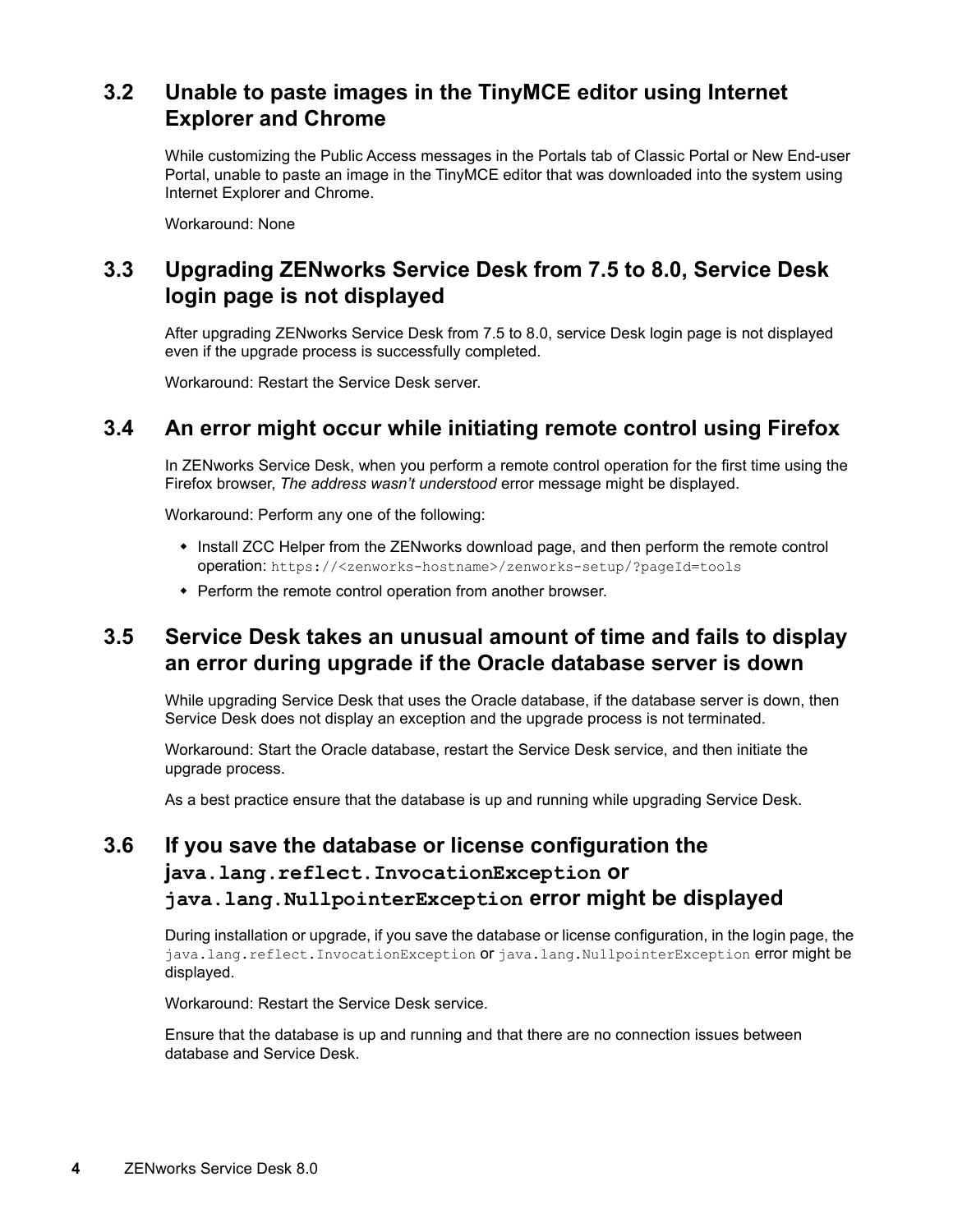## 3.2 Unable to paste images in the TinyMCE editor using Internet Explorer and Chrome

While customizing the Public Access messages in the Portals tab of Classic Portal or New End-user Portal, unable to paste an image in the TinyMCE editor that was downloaded into the system using Internet Explorer and Chrome.

Workaround: None

## 3.3 Upgrading ZENworks Service Desk from 7.5 to 8.0, Service Desk login page is not displayed

After upgrading ZENworks Service Desk from 7.5 to 8.0, service Desk login page is not displayed even if the upgrade process is successfully completed.

Workaround: Restart the Service Desk server.

## 3.4 An error might occur while initiating remote control using Firefox

In ZENworks Service Desk, when you perform a remote control operation for the first time using the Firefox browser, *The address wasn't understood* error message might be displayed.

Workaround: Perform any one of the following:

- Install ZCC Helper from the ZENworks download page, and then perform the remote control operation: `https://<zenworks-hostname>/zenworks-setup/?pageId=tools`
- Perform the remote control operation from another browser.

## 3.5 Service Desk takes an unusual amount of time and fails to display an error during upgrade if the Oracle database server is down

While upgrading Service Desk that uses the Oracle database, if the database server is down, then Service Desk does not display an exception and the upgrade process is not terminated.

Workaround: Start the Oracle database, restart the Service Desk service, and then initiate the upgrade process.

As a best practice ensure that the database is up and running while upgrading Service Desk.

## 3.6 If you save the database or license configuration the `java.lang.reflect.InvocationException` or `java.lang.NullpointerException` error might be displayed

During installation or upgrade, if you save the database or license configuration, in the login page, the `java.lang.reflect.InvocationException` or `java.lang.NullpointerException` error might be displayed.

Workaround: Restart the Service Desk service.

Ensure that the database is up and running and that there are no connection issues between database and Service Desk.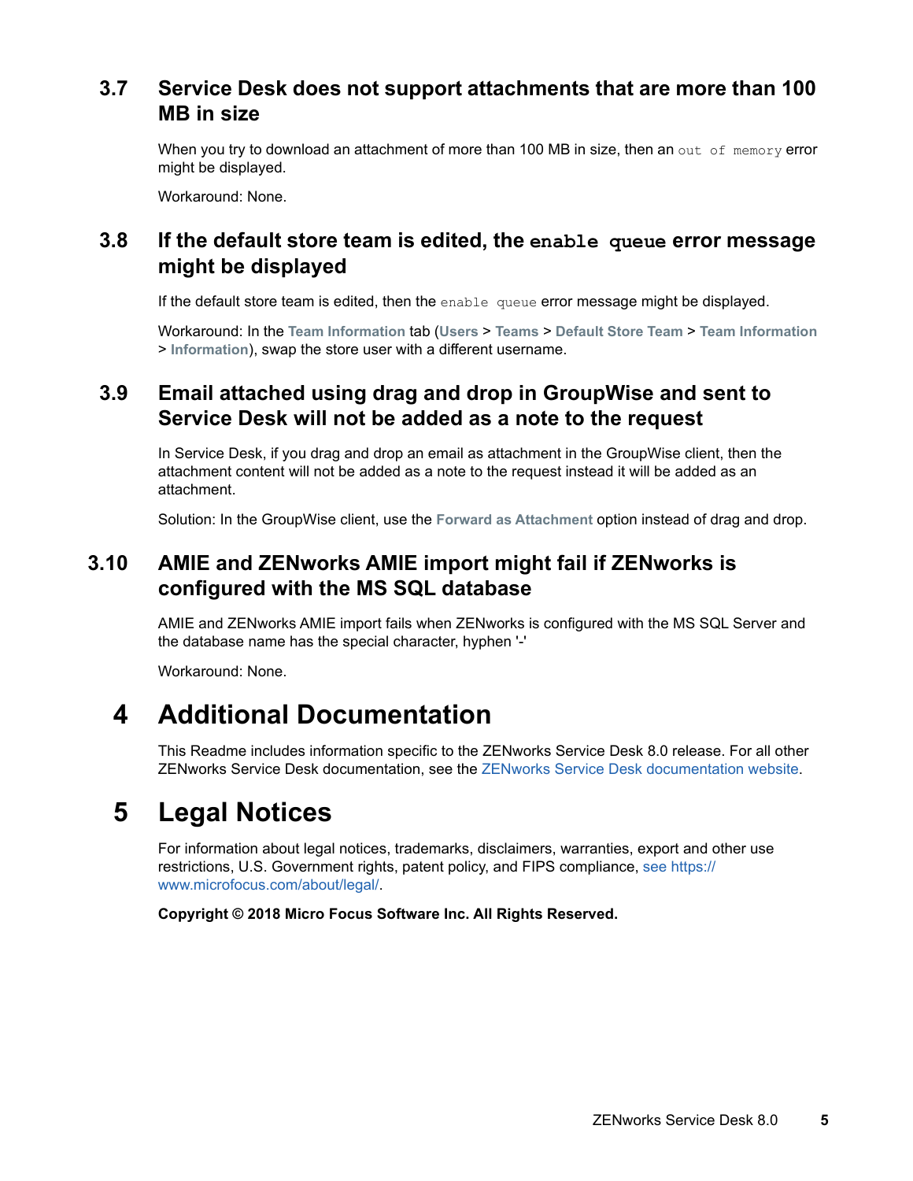### 3.7 Service Desk does not support attachments that are more than 100 MB in size

When you try to download an attachment of more than 100 MB in size, then an `out of memory` error might be displayed.

Workaround: None.

### 3.8 If the default store team is edited, the `enable queue` error message might be displayed

If the default store team is edited, then the `enable queue` error message might be displayed.

Workaround: In the **Team Information** tab (**Users** > **Teams** > **Default Store Team** > **Team Information** > **Information**), swap the store user with a different username.

### 3.9 Email attached using drag and drop in GroupWise and sent to Service Desk will not be added as a note to the request

In Service Desk, if you drag and drop an email as attachment in the GroupWise client, then the attachment content will not be added as a note to the request instead it will be added as an attachment.

Solution: In the GroupWise client, use the **Forward as Attachment** option instead of drag and drop.

### 3.10 AMIE and ZENworks AMIE import might fail if ZENworks is configured with the MS SQL database

AMIE and ZENworks AMIE import fails when ZENworks is configured with the MS SQL Server and the database name has the special character, hyphen '-'

Workaround: None.

## 4 Additional Documentation

This Readme includes information specific to the ZENworks Service Desk 8.0 release. For all other ZENworks Service Desk documentation, see the ZENworks Service Desk documentation website.

## 5 Legal Notices

For information about legal notices, trademarks, disclaimers, warranties, export and other use restrictions, U.S. Government rights, patent policy, and FIPS compliance, see https://www.microfocus.com/about/legal/.

**Copyright © 2018 Micro Focus Software Inc. All Rights Reserved.**